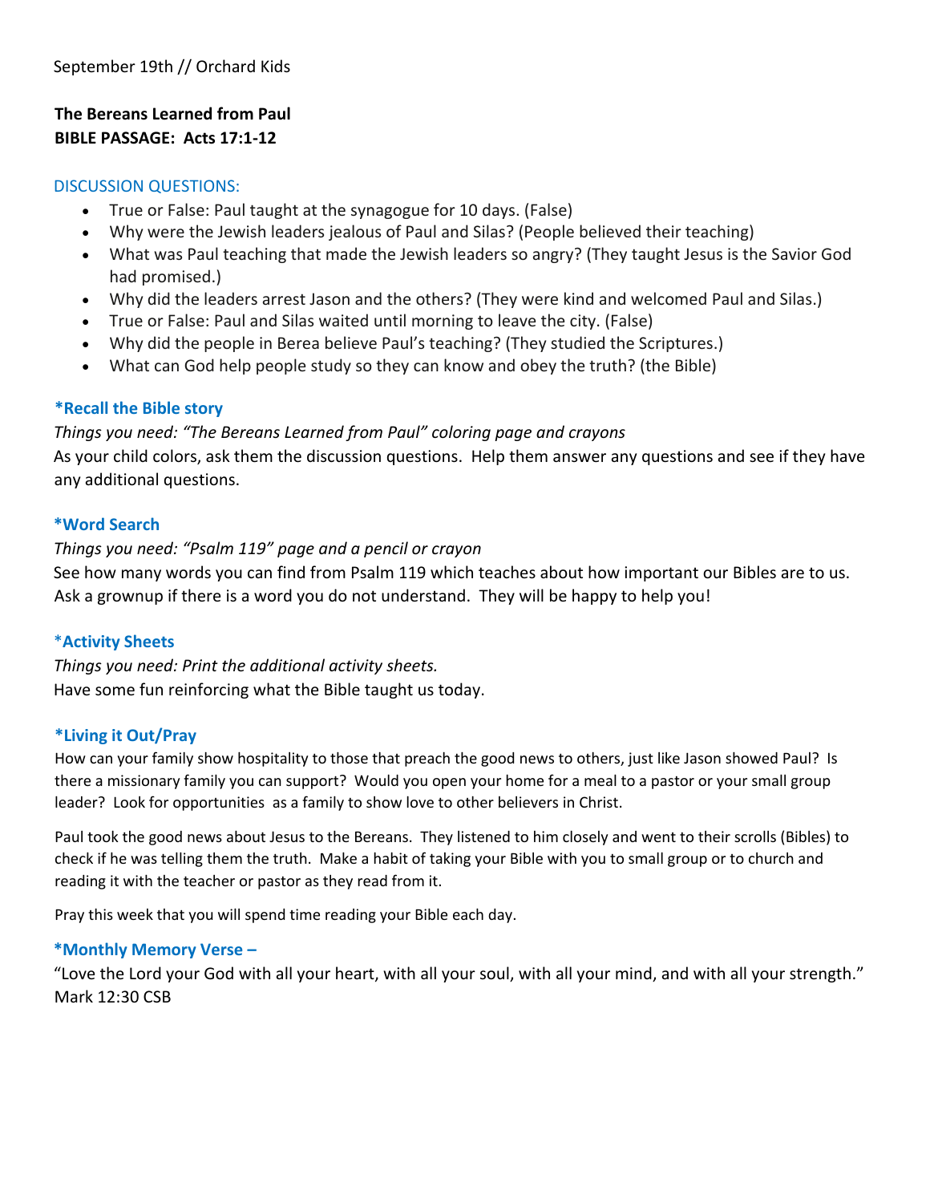September 19th // Orchard Kids

**The Bereans Learned from Paul**
**BIBLE PASSAGE: Acts 17:1-12**

## DISCUSSION QUESTIONS:

- True or False: Paul taught at the synagogue for 10 days. (False)
- Why were the Jewish leaders jealous of Paul and Silas? (People believed their teaching)
- What was Paul teaching that made the Jewish leaders so angry? (They taught Jesus is the Savior God had promised.)
- Why did the leaders arrest Jason and the others? (They were kind and welcomed Paul and Silas.)
- True or False: Paul and Silas waited until morning to leave the city. (False)
- Why did the people in Berea believe Paul's teaching? (They studied the Scriptures.)
- What can God help people study so they can know and obey the truth? (the Bible)

### *Recall the Bible story

*Things you need: "The Bereans Learned from Paul" coloring page and crayons*

As your child colors, ask them the discussion questions. Help them answer any questions and see if they have any additional questions.

### *Word Search

*Things you need: "Psalm 119" page and a pencil or crayon*

See how many words you can find from Psalm 119 which teaches about how important our Bibles are to us. Ask a grownup if there is a word you do not understand. They will be happy to help you!

### *Activity Sheets

*Things you need: Print the additional activity sheets.*

Have some fun reinforcing what the Bible taught us today.

### *Living it Out/Pray

How can your family show hospitality to those that preach the good news to others, just like Jason showed Paul? Is there a missionary family you can support? Would you open your home for a meal to a pastor or your small group leader? Look for opportunities as a family to show love to other believers in Christ.

Paul took the good news about Jesus to the Bereans. They listened to him closely and went to their scrolls (Bibles) to check if he was telling them the truth. Make a habit of taking your Bible with you to small group or to church and reading it with the teacher or pastor as they read from it.

Pray this week that you will spend time reading your Bible each day.

### *Monthly Memory Verse –

"Love the Lord your God with all your heart, with all your soul, with all your mind, and with all your strength." Mark 12:30 CSB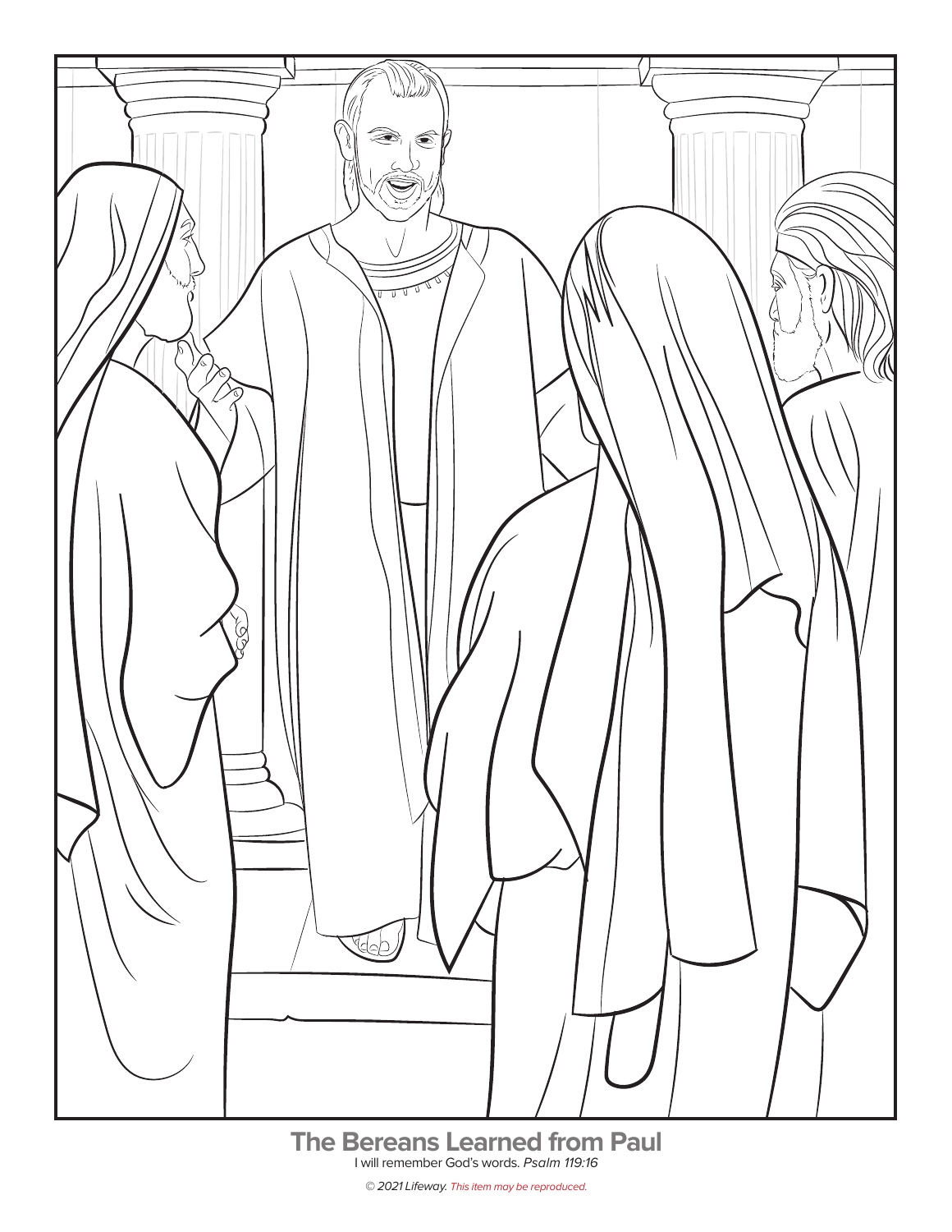**The Bereans Learned from Paul**

I will remember God's words. *Psalm 119:16*

*© 2021 Lifeway. This item may be reproduced.*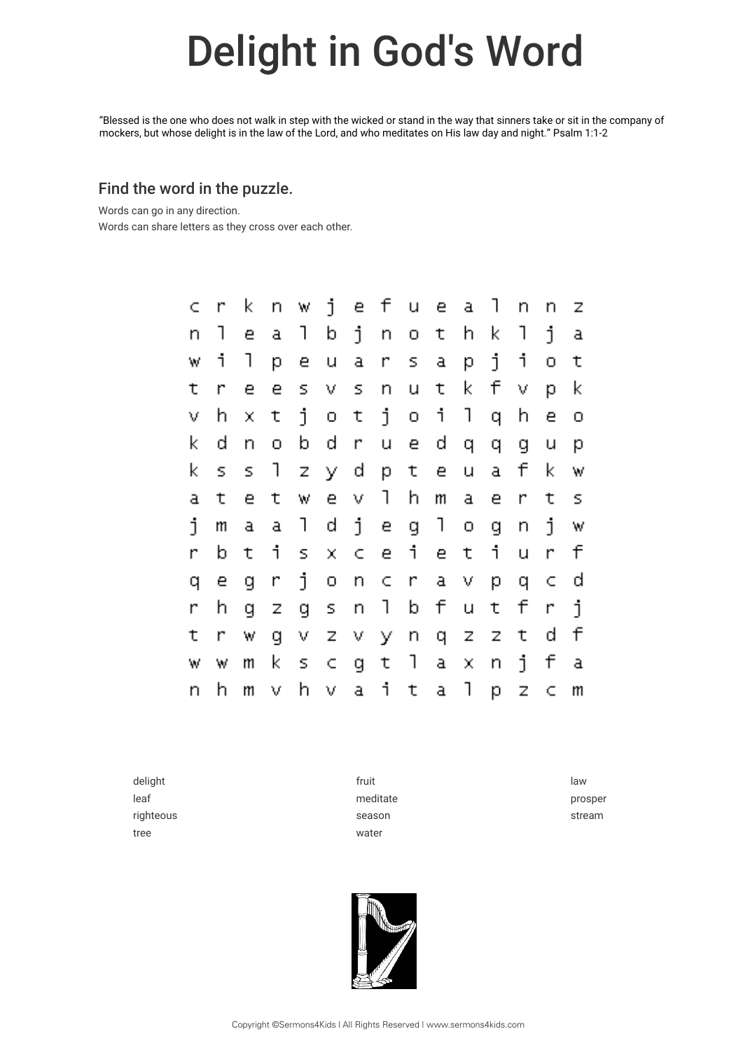# Delight in God's Word

"Blessed is the one who does not walk in step with the wicked or stand in the way that sinners take or sit in the company of mockers, but whose delight is in the law of the Lord, and who meditates on His law day and night." Psalm 1:1-2

## Find the word in the puzzle.

Words can go in any direction.
Words can share letters as they cross over each other.

| | | | | | | | | | | | | | | |
|---|---|---|---|---|---|---|---|---|---|---|---|---|---|---|
| c | r | k | n | w | j | e | f | u | e | a | l | n | n | z |
| n | l | e | a | l | b | j | n | o | t | h | k | l | j | a |
| w | i | l | p | e | u | a | r | s | a | p | j | i | o | t |
| t | r | e | e | s | v | s | n | u | t | k | f | v | p | k |
| v | h | x | t | j | o | t | j | o | i | l | q | h | e | o |
| k | d | n | o | b | d | r | u | e | d | q | q | g | u | p |
| k | s | s | l | z | y | d | p | t | e | u | a | f | k | w |
| a | t | e | t | w | e | v | l | h | m | a | e | r | t | s |
| j | m | a | a | l | d | j | e | g | l | o | g | n | j | w |
| r | b | t | i | s | x | c | e | i | e | t | i | u | r | f |
| q | e | g | r | j | o | n | c | r | a | v | p | q | c | d |
| r | h | g | z | g | s | n | l | b | f | u | t | f | r | j |
| t | r | w | g | v | z | v | y | n | q | z | z | t | d | f |
| w | w | m | k | s | c | g | t | l | a | x | n | j | f | a |
| n | h | m | v | h | v | a | i | t | a | l | p | z | c | m |

delight
leaf
righteous
tree
fruit
meditate
season
water
law
prosper
stream

Copyright ©Sermons4Kids | All Rights Reserved | www.sermons4kids.com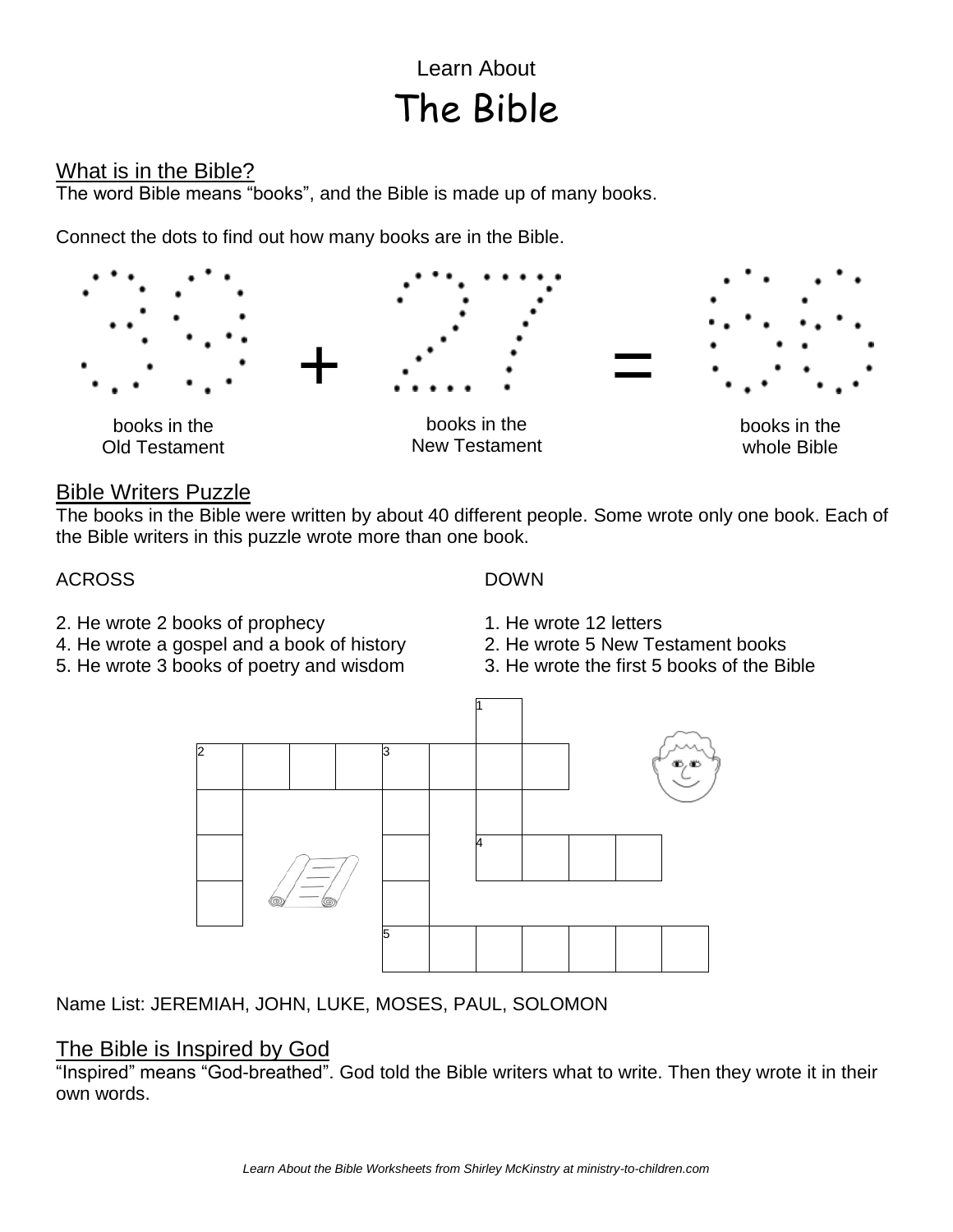Learn About

# The Bible

## What is in the Bible?

The word Bible means "books", and the Bible is made up of many books.

Connect the dots to find out how many books are in the Bible.

38 + 27 = 66

books in the Old Testament

books in the New Testament

books in the whole Bible

## Bible Writers Puzzle

The books in the Bible were written by about 40 different people. Some wrote only one book. Each of the Bible writers in this puzzle wrote more than one book.

ACROSS

2. He wrote 2 books of prophecy
4. He wrote a gospel and a book of history
5. He wrote 3 books of poetry and wisdom

DOWN

1. He wrote 12 letters
2. He wrote 5 New Testament books
3. He wrote the first 5 books of the Bible

Name List: JEREMIAH, JOHN, LUKE, MOSES, PAUL, SOLOMON

## The Bible is Inspired by God

"Inspired" means "God-breathed". God told the Bible writers what to write. Then they wrote it in their own words.

*Learn About the Bible Worksheets from Shirley McKinstry at ministry-to-children.com*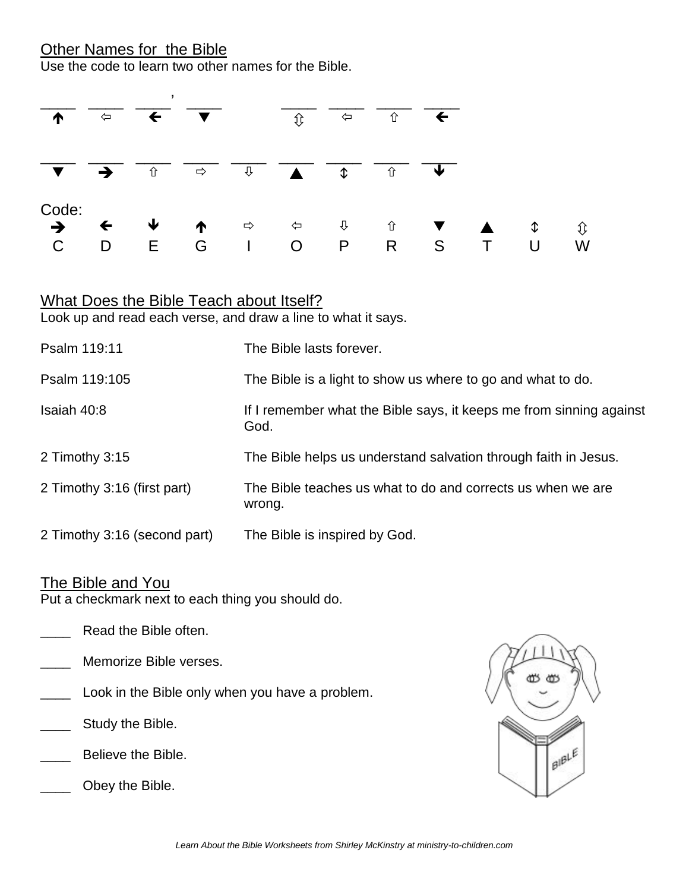## Other Names for the Bible

Use the code to learn two other names for the Bible.

____ ____ ____' ____ &nbsp;&nbsp;&nbsp; ____ ____ ____ ____
🡅 ⇦ 🡄 ▼ &nbsp;&nbsp;&nbsp; ⇳ ⇦ ⇧ 🡄

____ ____ ____ ____ ____ ____ ____ ____ ____
▼ 🡆 ⇧ ⇨ ⇩ ▲ ↕ ⇧ 🡇

Code:

| 🡆 | 🡄 | 🡇 | 🡅 | ⇨ | ⇦ | ⇩ | ⇧ | ▼ | ▲ | ↕ | ⇳ |
|---|---|---|---|---|---|---|---|---|---|---|---|
| C | D | E | G | I | O | P | R | S | T | U | W |

## What Does the Bible Teach about Itself?

Look up and read each verse, and draw a line to what it says.

| | |
|---|---|
| Psalm 119:11 | The Bible lasts forever. |
| Psalm 119:105 | The Bible is a light to show us where to go and what to do. |
| Isaiah 40:8 | If I remember what the Bible says, it keeps me from sinning against God. |
| 2 Timothy 3:15 | The Bible helps us understand salvation through faith in Jesus. |
| 2 Timothy 3:16 (first part) | The Bible teaches us what to do and corrects us when we are wrong. |
| 2 Timothy 3:16 (second part) | The Bible is inspired by God. |

## The Bible and You

Put a checkmark next to each thing you should do.

____ Read the Bible often.

____ Memorize Bible verses.

____ Look in the Bible only when you have a problem.

____ Study the Bible.

____ Believe the Bible.

____ Obey the Bible.

*Learn About the Bible Worksheets from Shirley McKinstry at ministry-to-children.com*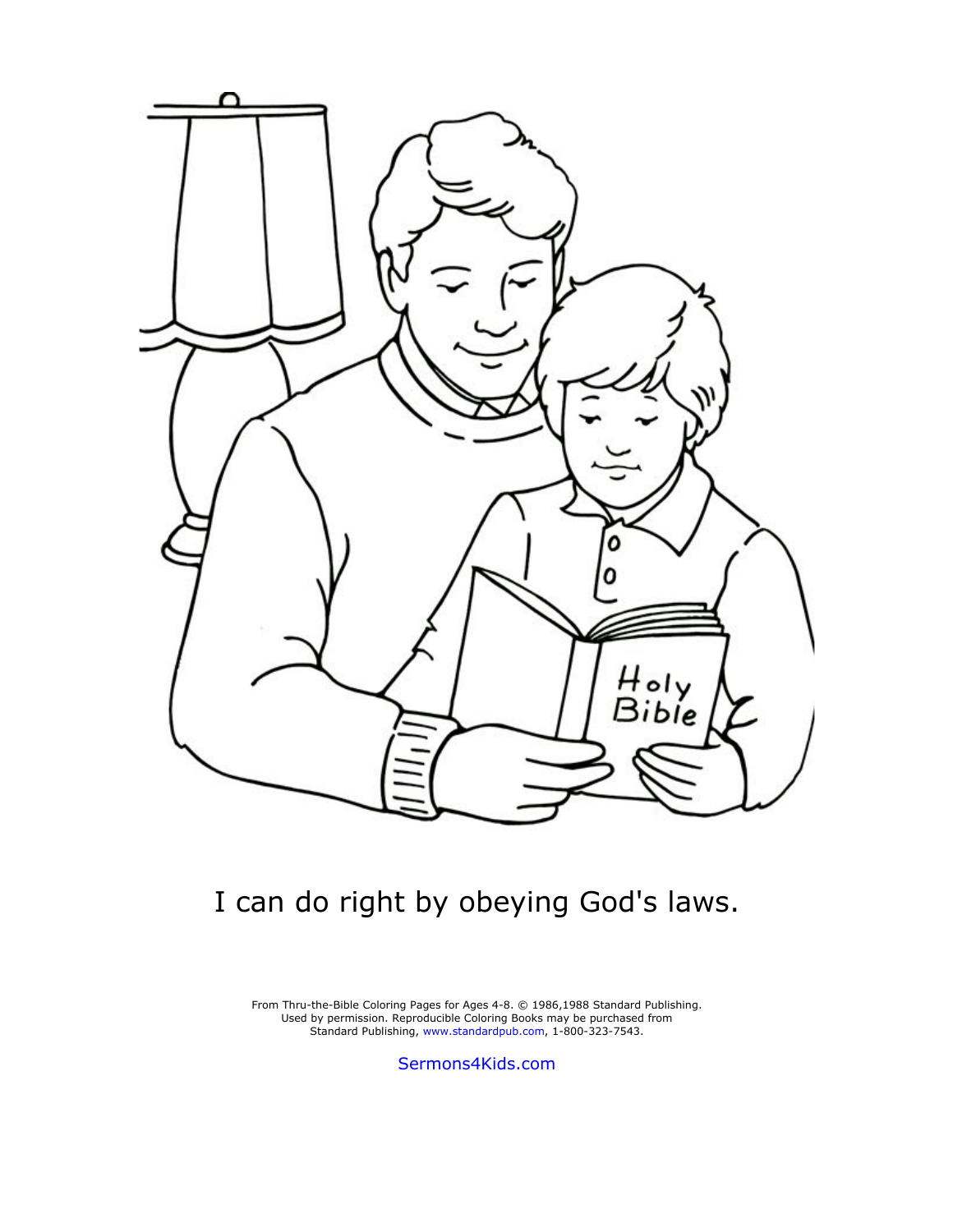I can do right by obeying God's laws.

From Thru-the-Bible Coloring Pages for Ages 4-8. © 1986,1988 Standard Publishing. Used by permission. Reproducible Coloring Books may be purchased from Standard Publishing, www.standardpub.com, 1-800-323-7543.

Sermons4Kids.com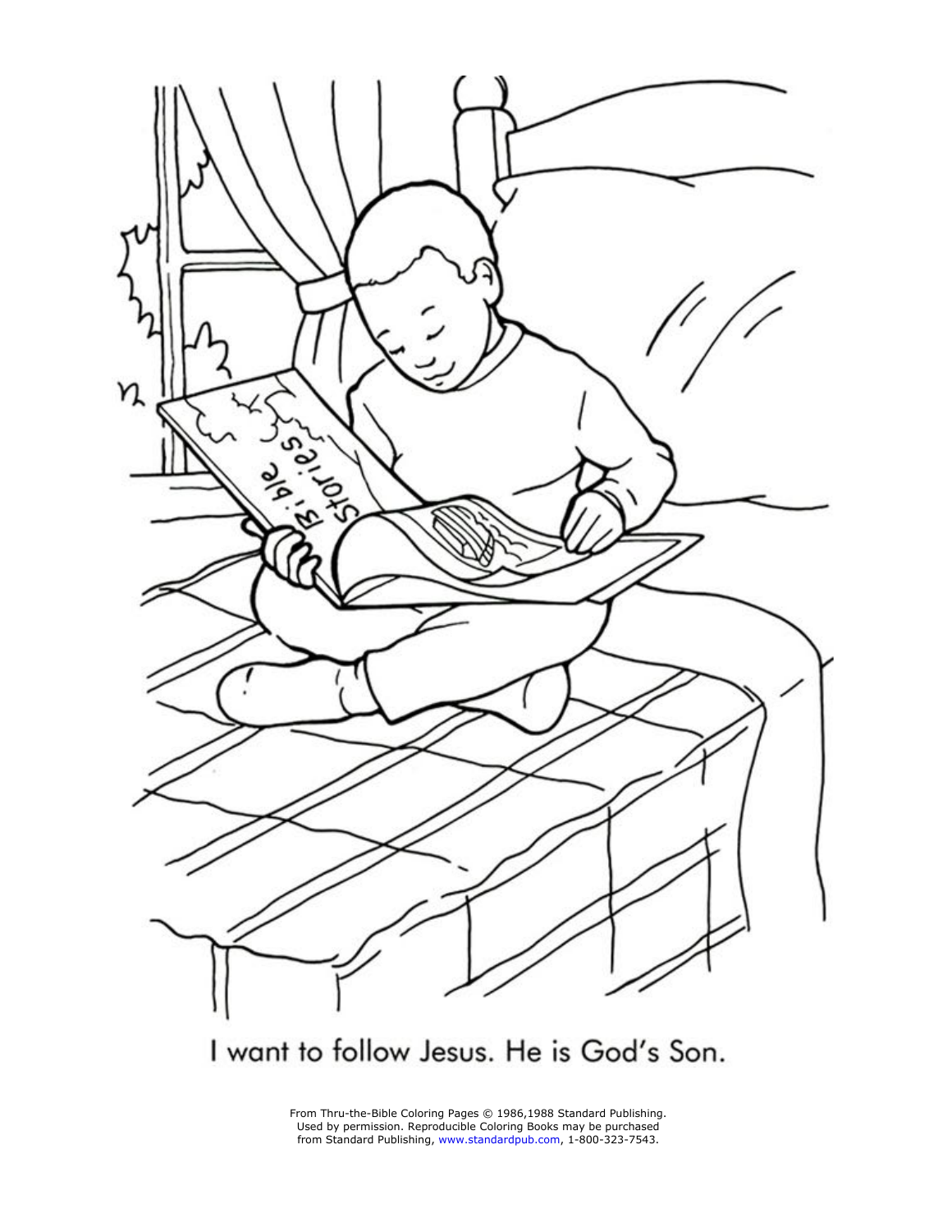I want to follow Jesus. He is God's Son.

From Thru-the-Bible Coloring Pages © 1986,1988 Standard Publishing. Used by permission. Reproducible Coloring Books may be purchased from Standard Publishing, www.standardpub.com, 1-800-323-7543.